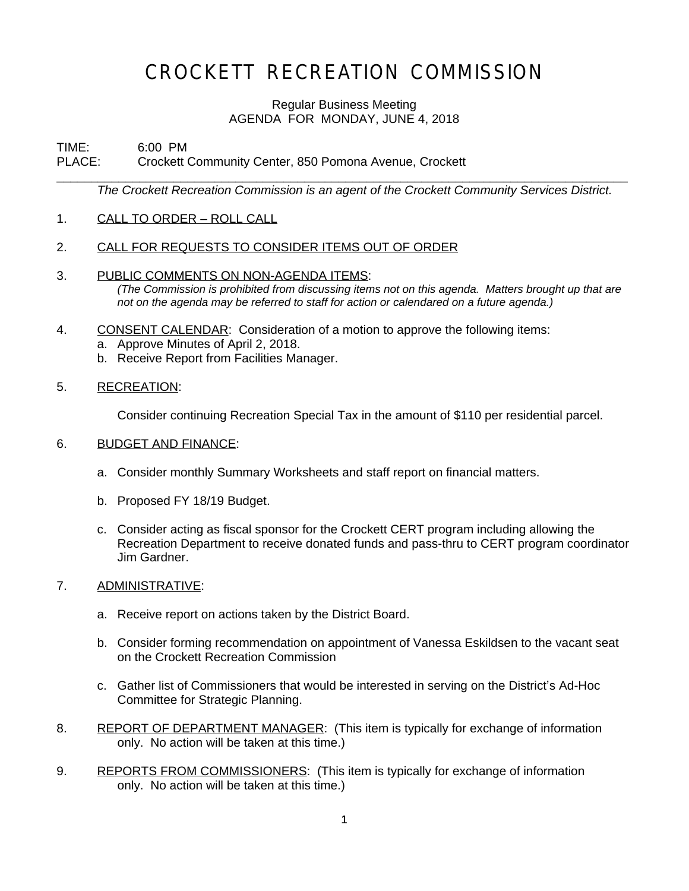# CROCKETT RECREATION COMMISSION

Regular Business Meeting
AGENDA FOR MONDAY, JUNE 4, 2018

TIME: 6:00 PM
PLACE: Crockett Community Center, 850 Pomona Avenue, Crockett

---

*The Crockett Recreation Commission is an agent of the Crockett Community Services District.*

1. CALL TO ORDER – ROLL CALL

2. CALL FOR REQUESTS TO CONSIDER ITEMS OUT OF ORDER

3. PUBLIC COMMENTS ON NON-AGENDA ITEMS:
   *(The Commission is prohibited from discussing items not on this agenda. Matters brought up that are not on the agenda may be referred to staff for action or calendared on a future agenda.)*

4. CONSENT CALENDAR: Consideration of a motion to approve the following items:
   a. Approve Minutes of April 2, 2018.
   b. Receive Report from Facilities Manager.

5. RECREATION:

   Consider continuing Recreation Special Tax in the amount of $110 per residential parcel.

6. BUDGET AND FINANCE:

   a. Consider monthly Summary Worksheets and staff report on financial matters.

   b. Proposed FY 18/19 Budget.

   c. Consider acting as fiscal sponsor for the Crockett CERT program including allowing the Recreation Department to receive donated funds and pass-thru to CERT program coordinator Jim Gardner.

7. ADMINISTRATIVE:

   a. Receive report on actions taken by the District Board.

   b. Consider forming recommendation on appointment of Vanessa Eskildsen to the vacant seat on the Crockett Recreation Commission

   c. Gather list of Commissioners that would be interested in serving on the District's Ad-Hoc Committee for Strategic Planning.

8. REPORT OF DEPARTMENT MANAGER: (This item is typically for exchange of information only. No action will be taken at this time.)

9. REPORTS FROM COMMISSIONERS: (This item is typically for exchange of information only. No action will be taken at this time.)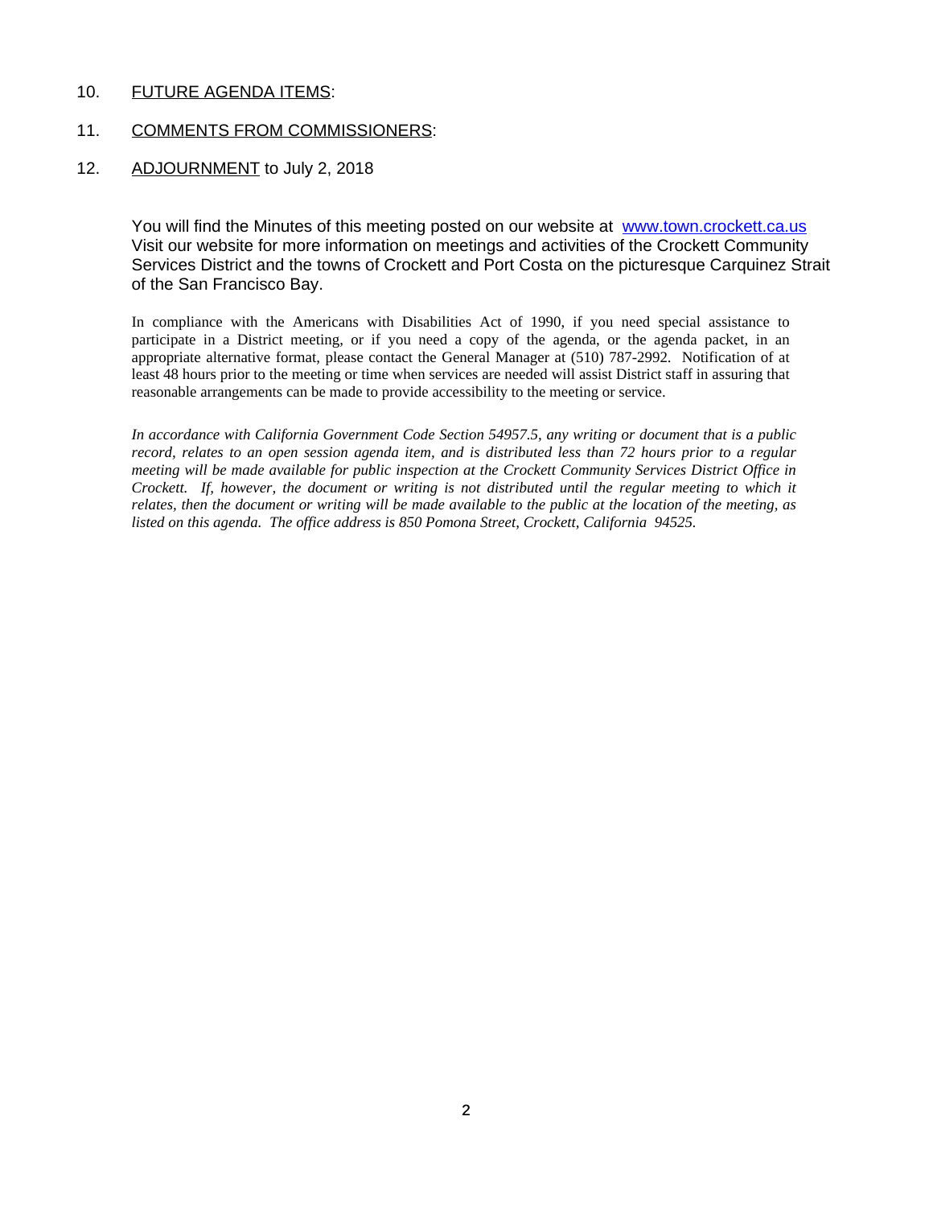10. <u>FUTURE AGENDA ITEMS</u>:

11. <u>COMMENTS FROM COMMISSIONERS</u>:

12. <u>ADJOURNMENT</u> to July 2, 2018

You will find the Minutes of this meeting posted on our website at [www.town.crockett.ca.us](http://www.town.crockett.ca.us) Visit our website for more information on meetings and activities of the Crockett Community Services District and the towns of Crockett and Port Costa on the picturesque Carquinez Strait of the San Francisco Bay.

In compliance with the Americans with Disabilities Act of 1990, if you need special assistance to participate in a District meeting, or if you need a copy of the agenda, or the agenda packet, in an appropriate alternative format, please contact the General Manager at (510) 787-2992. Notification of at least 48 hours prior to the meeting or time when services are needed will assist District staff in assuring that reasonable arrangements can be made to provide accessibility to the meeting or service.

*In accordance with California Government Code Section 54957.5, any writing or document that is a public record, relates to an open session agenda item, and is distributed less than 72 hours prior to a regular meeting will be made available for public inspection at the Crockett Community Services District Office in Crockett. If, however, the document or writing is not distributed until the regular meeting to which it relates, then the document or writing will be made available to the public at the location of the meeting, as listed on this agenda. The office address is 850 Pomona Street, Crockett, California 94525.*